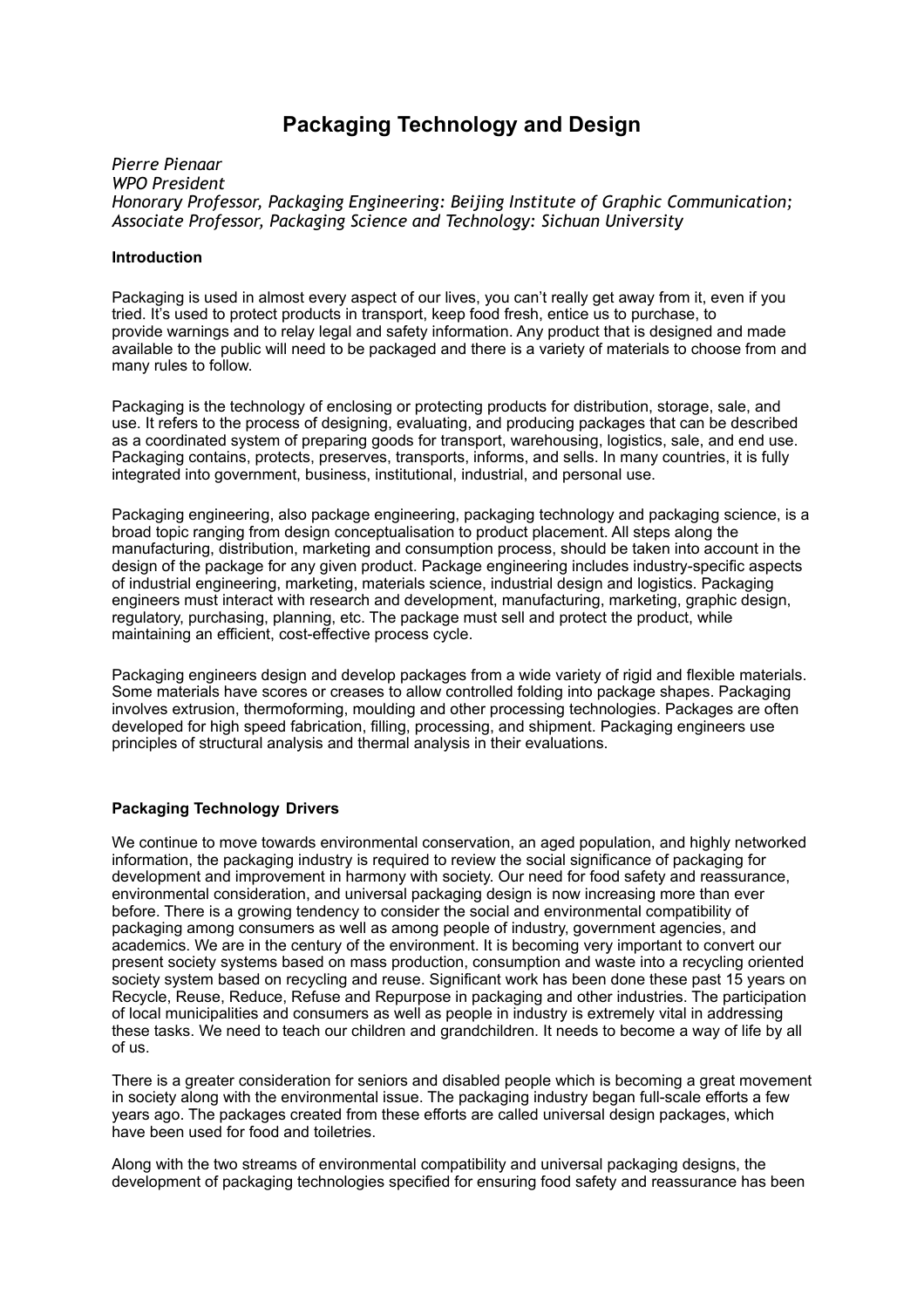# Packaging Technology and Design

*Pierre Pienaar*
*WPO President*
*Honorary Professor, Packaging Engineering: Beijing Institute of Graphic Communication; Associate Professor, Packaging Science and Technology: Sichuan University*

**Introduction**

Packaging is used in almost every aspect of our lives, you can't really get away from it, even if you tried. It's used to protect products in transport, keep food fresh, entice us to purchase, to provide warnings and to relay legal and safety information. Any product that is designed and made available to the public will need to be packaged and there is a variety of materials to choose from and many rules to follow.

Packaging is the technology of enclosing or protecting products for distribution, storage, sale, and use. It refers to the process of designing, evaluating, and producing packages that can be described as a coordinated system of preparing goods for transport, warehousing, logistics, sale, and end use. Packaging contains, protects, preserves, transports, informs, and sells. In many countries, it is fully integrated into government, business, institutional, industrial, and personal use.

Packaging engineering, also package engineering, packaging technology and packaging science, is a broad topic ranging from design conceptualisation to product placement. All steps along the manufacturing, distribution, marketing and consumption process, should be taken into account in the design of the package for any given product. Package engineering includes industry-specific aspects of industrial engineering, marketing, materials science, industrial design and logistics. Packaging engineers must interact with research and development, manufacturing, marketing, graphic design, regulatory, purchasing, planning, etc. The package must sell and protect the product, while maintaining an efficient, cost-effective process cycle.

Packaging engineers design and develop packages from a wide variety of rigid and flexible materials. Some materials have scores or creases to allow controlled folding into package shapes. Packaging involves extrusion, thermoforming, moulding and other processing technologies. Packages are often developed for high speed fabrication, filling, processing, and shipment. Packaging engineers use principles of structural analysis and thermal analysis in their evaluations.

**Packaging Technology Drivers**

We continue to move towards environmental conservation, an aged population, and highly networked information, the packaging industry is required to review the social significance of packaging for development and improvement in harmony with society. Our need for food safety and reassurance, environmental consideration, and universal packaging design is now increasing more than ever before. There is a growing tendency to consider the social and environmental compatibility of packaging among consumers as well as among people of industry, government agencies, and academics. We are in the century of the environment. It is becoming very important to convert our present society systems based on mass production, consumption and waste into a recycling oriented society system based on recycling and reuse. Significant work has been done these past 15 years on Recycle, Reuse, Reduce, Refuse and Repurpose in packaging and other industries. The participation of local municipalities and consumers as well as people in industry is extremely vital in addressing these tasks. We need to teach our children and grandchildren. It needs to become a way of life by all of us.

There is a greater consideration for seniors and disabled people which is becoming a great movement in society along with the environmental issue. The packaging industry began full-scale efforts a few years ago. The packages created from these efforts are called universal design packages, which have been used for food and toiletries.

Along with the two streams of environmental compatibility and universal packaging designs, the development of packaging technologies specified for ensuring food safety and reassurance has been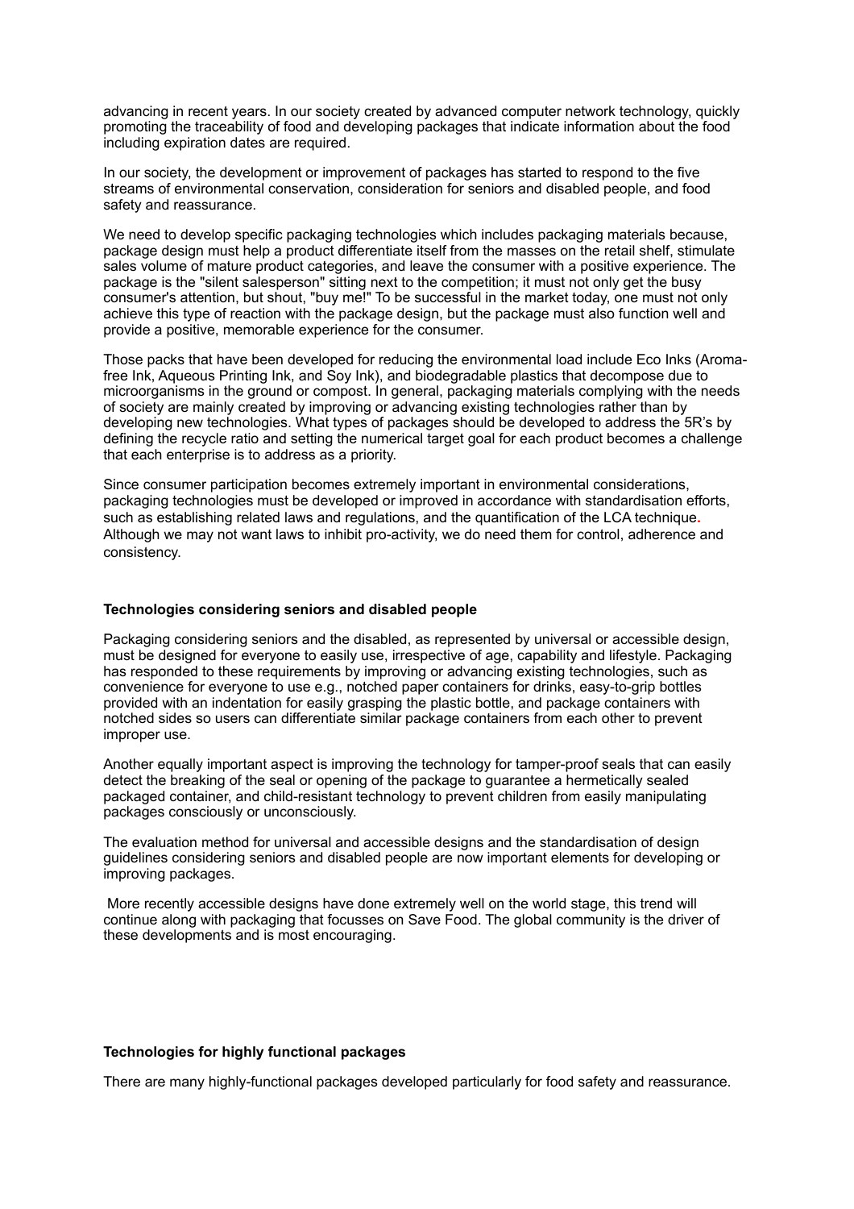advancing in recent years. In our society created by advanced computer network technology, quickly promoting the traceability of food and developing packages that indicate information about the food including expiration dates are required.

In our society, the development or improvement of packages has started to respond to the five streams of environmental conservation, consideration for seniors and disabled people, and food safety and reassurance.

We need to develop specific packaging technologies which includes packaging materials because, package design must help a product differentiate itself from the masses on the retail shelf, stimulate sales volume of mature product categories, and leave the consumer with a positive experience. The package is the "silent salesperson" sitting next to the competition; it must not only get the busy consumer's attention, but shout, "buy me!" To be successful in the market today, one must not only achieve this type of reaction with the package design, but the package must also function well and provide a positive, memorable experience for the consumer.

Those packs that have been developed for reducing the environmental load include Eco Inks (Aroma-free Ink, Aqueous Printing Ink, and Soy Ink), and biodegradable plastics that decompose due to microorganisms in the ground or compost. In general, packaging materials complying with the needs of society are mainly created by improving or advancing existing technologies rather than by developing new technologies. What types of packages should be developed to address the 5R's by defining the recycle ratio and setting the numerical target goal for each product becomes a challenge that each enterprise is to address as a priority.

Since consumer participation becomes extremely important in environmental considerations, packaging technologies must be developed or improved in accordance with standardisation efforts, such as establishing related laws and regulations, and the quantification of the LCA technique. Although we may not want laws to inhibit pro-activity, we do need them for control, adherence and consistency.

**Technologies considering seniors and disabled people**

Packaging considering seniors and the disabled, as represented by universal or accessible design, must be designed for everyone to easily use, irrespective of age, capability and lifestyle. Packaging has responded to these requirements by improving or advancing existing technologies, such as convenience for everyone to use e.g., notched paper containers for drinks, easy-to-grip bottles provided with an indentation for easily grasping the plastic bottle, and package containers with notched sides so users can differentiate similar package containers from each other to prevent improper use.

Another equally important aspect is improving the technology for tamper-proof seals that can easily detect the breaking of the seal or opening of the package to guarantee a hermetically sealed packaged container, and child-resistant technology to prevent children from easily manipulating packages consciously or unconsciously.

The evaluation method for universal and accessible designs and the standardisation of design guidelines considering seniors and disabled people are now important elements for developing or improving packages.

More recently accessible designs have done extremely well on the world stage, this trend will continue along with packaging that focusses on Save Food. The global community is the driver of these developments and is most encouraging.

**Technologies for highly functional packages**

There are many highly-functional packages developed particularly for food safety and reassurance.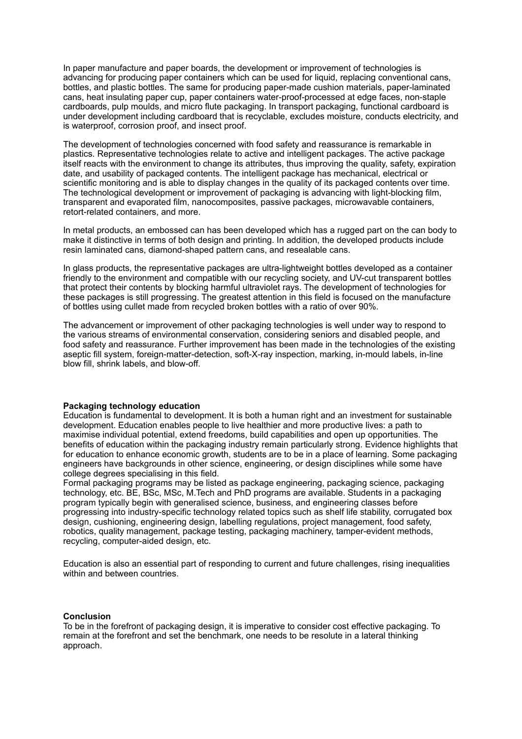In paper manufacture and paper boards, the development or improvement of technologies is advancing for producing paper containers which can be used for liquid, replacing conventional cans, bottles, and plastic bottles. The same for producing paper-made cushion materials, paper-laminated cans, heat insulating paper cup, paper containers water-proof-processed at edge faces, non-staple cardboards, pulp moulds, and micro flute packaging. In transport packaging, functional cardboard is under development including cardboard that is recyclable, excludes moisture, conducts electricity, and is waterproof, corrosion proof, and insect proof.

The development of technologies concerned with food safety and reassurance is remarkable in plastics. Representative technologies relate to active and intelligent packages. The active package itself reacts with the environment to change its attributes, thus improving the quality, safety, expiration date, and usability of packaged contents. The intelligent package has mechanical, electrical or scientific monitoring and is able to display changes in the quality of its packaged contents over time. The technological development or improvement of packaging is advancing with light-blocking film, transparent and evaporated film, nanocomposites, passive packages, microwavable containers, retort-related containers, and more.

In metal products, an embossed can has been developed which has a rugged part on the can body to make it distinctive in terms of both design and printing. In addition, the developed products include resin laminated cans, diamond-shaped pattern cans, and resealable cans.

In glass products, the representative packages are ultra-lightweight bottles developed as a container friendly to the environment and compatible with our recycling society, and UV-cut transparent bottles that protect their contents by blocking harmful ultraviolet rays. The development of technologies for these packages is still progressing. The greatest attention in this field is focused on the manufacture of bottles using cullet made from recycled broken bottles with a ratio of over 90%.

The advancement or improvement of other packaging technologies is well under way to respond to the various streams of environmental conservation, considering seniors and disabled people, and food safety and reassurance. Further improvement has been made in the technologies of the existing aseptic fill system, foreign-matter-detection, soft-X-ray inspection, marking, in-mould labels, in-line blow fill, shrink labels, and blow-off.

**Packaging technology education**

Education is fundamental to development. It is both a human right and an investment for sustainable development. Education enables people to live healthier and more productive lives: a path to maximise individual potential, extend freedoms, build capabilities and open up opportunities. The benefits of education within the packaging industry remain particularly strong. Evidence highlights that for education to enhance economic growth, students are to be in a place of learning. Some packaging engineers have backgrounds in other science, engineering, or design disciplines while some have college degrees specialising in this field.

Formal packaging programs may be listed as package engineering, packaging science, packaging technology, etc. BE, BSc, MSc, M.Tech and PhD programs are available. Students in a packaging program typically begin with generalised science, business, and engineering classes before progressing into industry-specific technology related topics such as shelf life stability, corrugated box design, cushioning, engineering design, labelling regulations, project management, food safety, robotics, quality management, package testing, packaging machinery, tamper-evident methods, recycling, computer-aided design, etc.

Education is also an essential part of responding to current and future challenges, rising inequalities within and between countries.

**Conclusion**

To be in the forefront of packaging design, it is imperative to consider cost effective packaging. To remain at the forefront and set the benchmark, one needs to be resolute in a lateral thinking approach.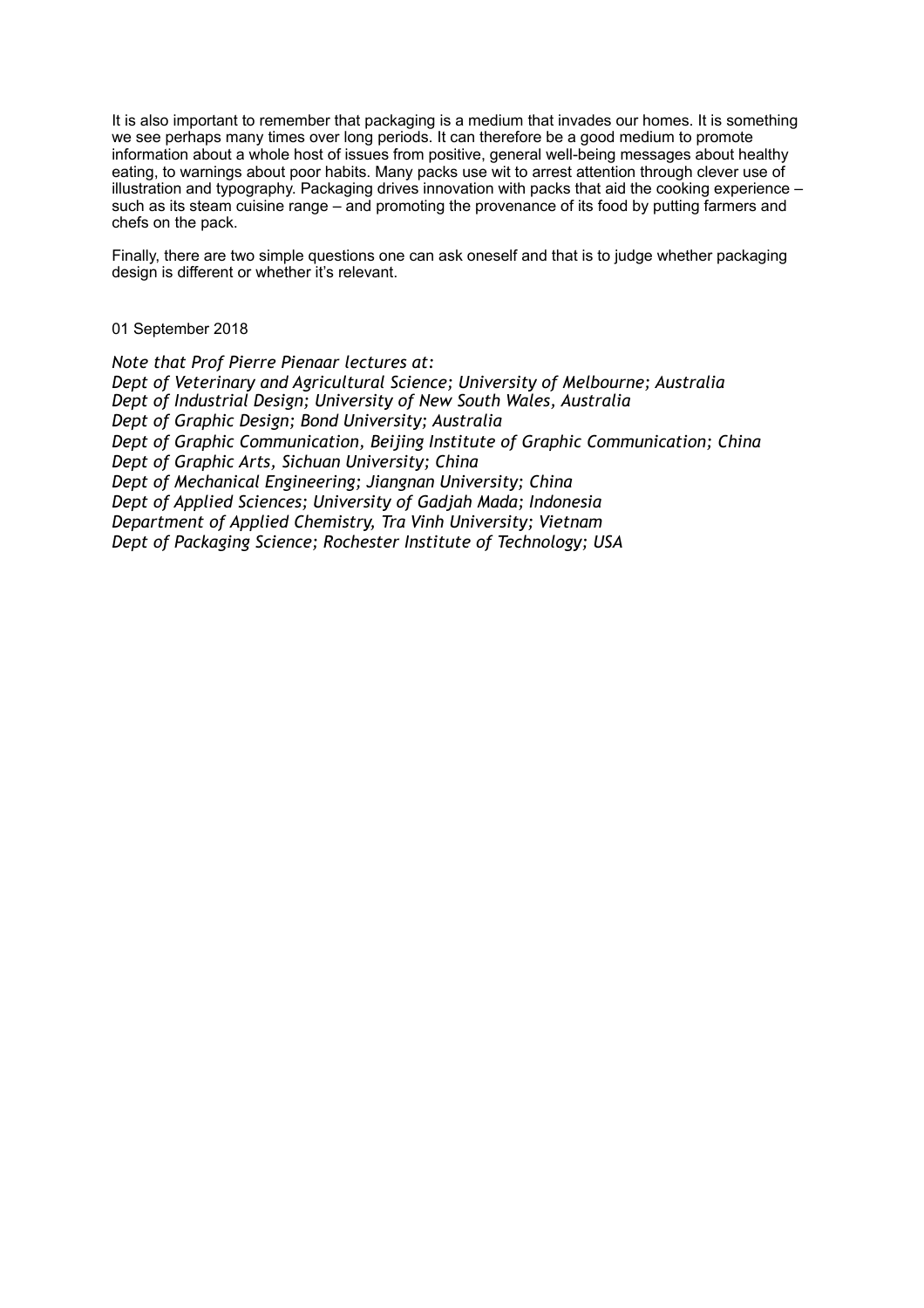It is also important to remember that packaging is a medium that invades our homes. It is something we see perhaps many times over long periods. It can therefore be a good medium to promote information about a whole host of issues from positive, general well-being messages about healthy eating, to warnings about poor habits. Many packs use wit to arrest attention through clever use of illustration and typography. Packaging drives innovation with packs that aid the cooking experience – such as its steam cuisine range – and promoting the provenance of its food by putting farmers and chefs on the pack.

Finally, there are two simple questions one can ask oneself and that is to judge whether packaging design is different or whether it's relevant.

01 September 2018

*Note that Prof Pierre Pienaar lectures at:*
*Dept of Veterinary and Agricultural Science; University of Melbourne; Australia*
*Dept of Industrial Design; University of New South Wales, Australia*
*Dept of Graphic Design; Bond University; Australia*
*Dept of Graphic Communication, Beijing Institute of Graphic Communication; China*
*Dept of Graphic Arts, Sichuan University; China*
*Dept of Mechanical Engineering; Jiangnan University; China*
*Dept of Applied Sciences; University of Gadjah Mada; Indonesia*
*Department of Applied Chemistry, Tra Vinh University; Vietnam*
*Dept of Packaging Science; Rochester Institute of Technology; USA*